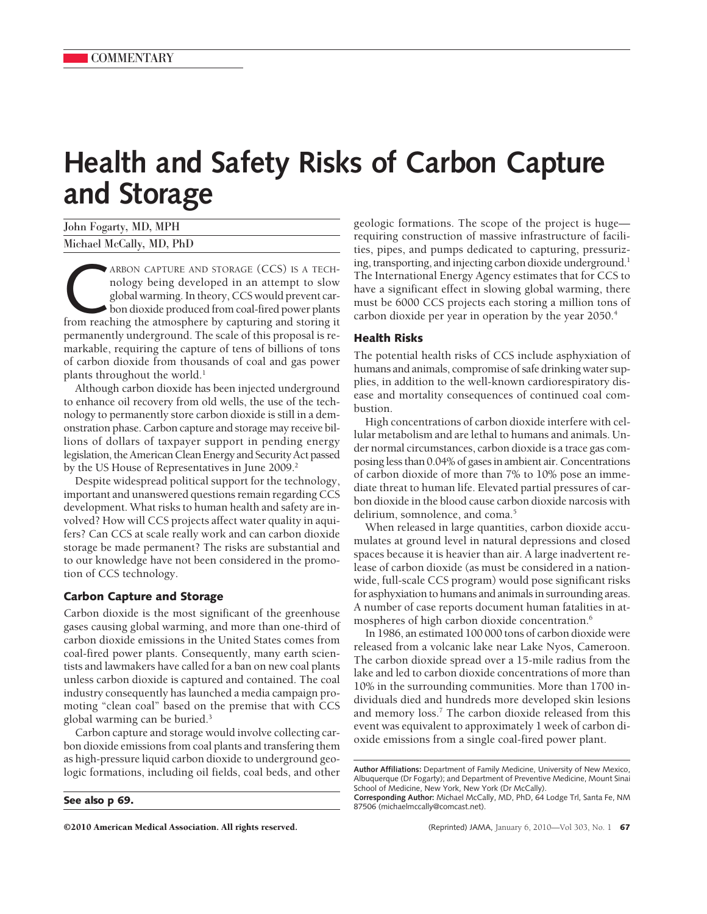COMMENTARY

# Health and Safety Risks of Carbon Capture and Storage

John Fogarty, MD, MPH

Michael McCally, MD, PhD

CARBON CAPTURE AND STORAGE (CCS) IS A technology being developed in an attempt to slow global warming. In theory, CCS would prevent carbon dioxide produced from coal-fired power plants from reaching the atmosphere by capturing and storing it permanently underground. The scale of this proposal is remarkable, requiring the capture of tens of billions of tons of carbon dioxide from thousands of coal and gas power plants throughout the world.[1]

Although carbon dioxide has been injected underground to enhance oil recovery from old wells, the use of the technology to permanently store carbon dioxide is still in a demonstration phase. Carbon capture and storage may receive billions of dollars of taxpayer support in pending energy legislation, the American Clean Energy and Security Act passed by the US House of Representatives in June 2009.[2]

Despite widespread political support for the technology, important and unanswered questions remain regarding CCS development. What risks to human health and safety are involved? How will CCS projects affect water quality in aquifers? Can CCS at scale really work and can carbon dioxide storage be made permanent? The risks are substantial and to our knowledge have not been considered in the promotion of CCS technology.

## Carbon Capture and Storage

Carbon dioxide is the most significant of the greenhouse gases causing global warming, and more than one-third of carbon dioxide emissions in the United States comes from coal-fired power plants. Consequently, many earth scientists and lawmakers have called for a ban on new coal plants unless carbon dioxide is captured and contained. The coal industry consequently has launched a media campaign promoting "clean coal" based on the premise that with CCS global warming can be buried.[3]

Carbon capture and storage would involve collecting carbon dioxide emissions from coal plants and transfering them as high-pressure liquid carbon dioxide to underground geologic formations, including oil fields, coal beds, and other geologic formations. The scope of the project is huge—requiring construction of massive infrastructure of facilities, pipes, and pumps dedicated to capturing, pressurizing, transporting, and injecting carbon dioxide underground.[1] The International Energy Agency estimates that for CCS to have a significant effect in slowing global warming, there must be 6000 CCS projects each storing a million tons of carbon dioxide per year in operation by the year 2050.[4]

## Health Risks

The potential health risks of CCS include asphyxiation of humans and animals, compromise of safe drinking water supplies, in addition to the well-known cardiorespiratory disease and mortality consequences of continued coal combustion.

High concentrations of carbon dioxide interfere with cellular metabolism and are lethal to humans and animals. Under normal circumstances, carbon dioxide is a trace gas composing less than 0.04% of gases in ambient air. Concentrations of carbon dioxide of more than 7% to 10% pose an immediate threat to human life. Elevated partial pressures of carbon dioxide in the blood cause carbon dioxide narcosis with delirium, somnolence, and coma.[5]

When released in large quantities, carbon dioxide accumulates at ground level in natural depressions and closed spaces because it is heavier than air. A large inadvertent release of carbon dioxide (as must be considered in a nationwide, full-scale CCS program) would pose significant risks for asphyxiation to humans and animals in surrounding areas. A number of case reports document human fatalities in atmospheres of high carbon dioxide concentration.[6]

In 1986, an estimated 100 000 tons of carbon dioxide were released from a volcanic lake near Lake Nyos, Cameroon. The carbon dioxide spread over a 15-mile radius from the lake and led to carbon dioxide concentrations of more than 10% in the surrounding communities. More than 1700 individuals died and hundreds more developed skin lesions and memory loss.[7] The carbon dioxide released from this event was equivalent to approximately 1 week of carbon dioxide emissions from a single coal-fired power plant.

**See also p 69.**

**Author Affiliations:** Department of Family Medicine, University of New Mexico, Albuquerque (Dr Fogarty); and Department of Preventive Medicine, Mount Sinai School of Medicine, New York, New York (Dr McCally).

**Corresponding Author:** Michael McCally, MD, PhD, 64 Lodge Trl, Santa Fe, NM 87506 (michaelmccally@comcast.net).

©2010 American Medical Association. All rights reserved.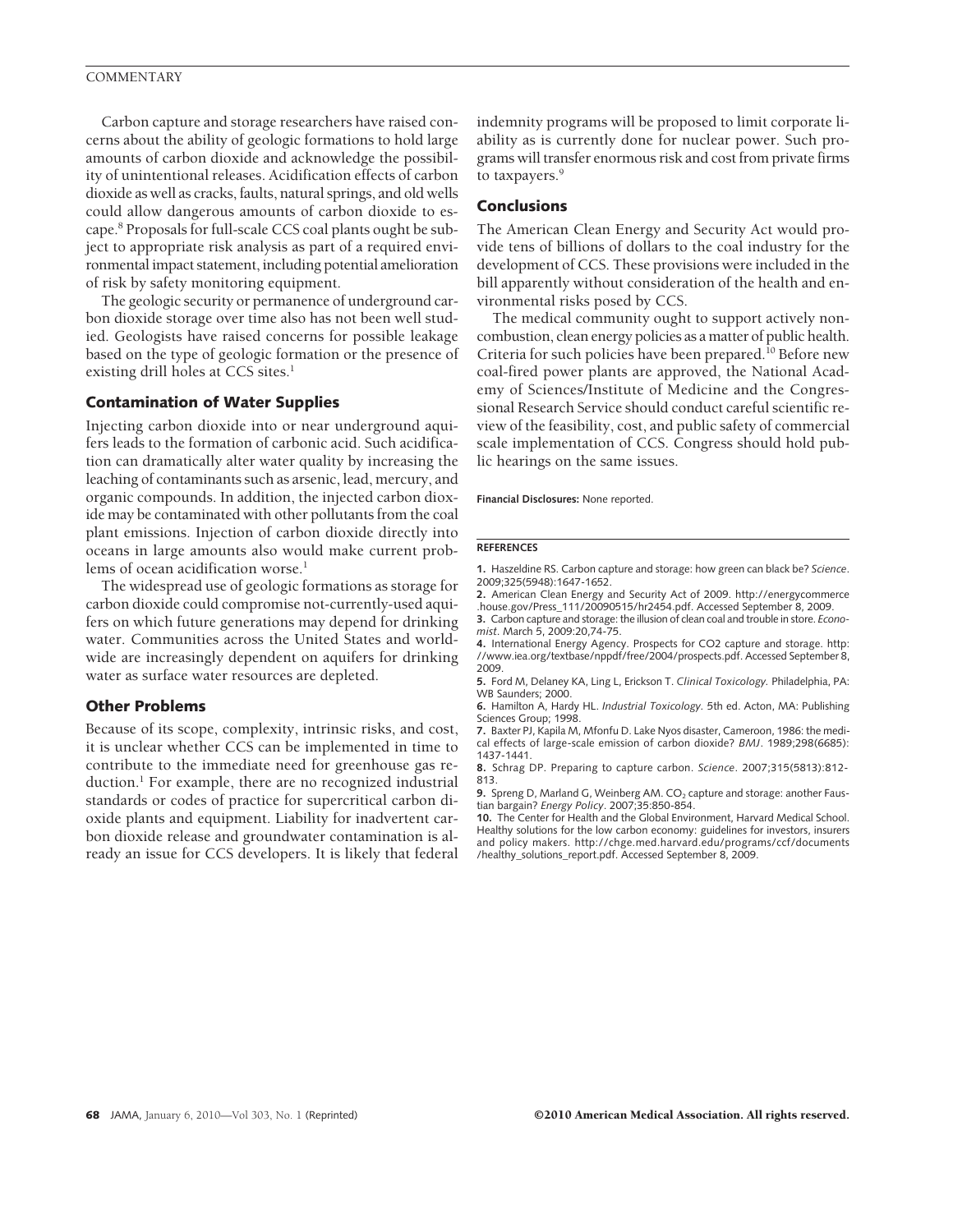Carbon capture and storage researchers have raised concerns about the ability of geologic formations to hold large amounts of carbon dioxide and acknowledge the possibility of unintentional releases. Acidification effects of carbon dioxide as well as cracks, faults, natural springs, and old wells could allow dangerous amounts of carbon dioxide to escape.[8] Proposals for full-scale CCS coal plants ought be subject to appropriate risk analysis as part of a required environmental impact statement, including potential amelioration of risk by safety monitoring equipment.

The geologic security or permanence of underground carbon dioxide storage over time also has not been well studied. Geologists have raised concerns for possible leakage based on the type of geologic formation or the presence of existing drill holes at CCS sites.[1]

## Contamination of Water Supplies

Injecting carbon dioxide into or near underground aquifers leads to the formation of carbonic acid. Such acidification can dramatically alter water quality by increasing the leaching of contaminants such as arsenic, lead, mercury, and organic compounds. In addition, the injected carbon dioxide may be contaminated with other pollutants from the coal plant emissions. Injection of carbon dioxide directly into oceans in large amounts also would make current problems of ocean acidification worse.[1]

The widespread use of geologic formations as storage for carbon dioxide could compromise not-currently-used aquifers on which future generations may depend for drinking water. Communities across the United States and worldwide are increasingly dependent on aquifers for drinking water as surface water resources are depleted.

## Other Problems

Because of its scope, complexity, intrinsic risks, and cost, it is unclear whether CCS can be implemented in time to contribute to the immediate need for greenhouse gas reduction.[1] For example, there are no recognized industrial standards or codes of practice for supercritical carbon dioxide plants and equipment. Liability for inadvertent carbon dioxide release and groundwater contamination is already an issue for CCS developers. It is likely that federal indemnity programs will be proposed to limit corporate liability as is currently done for nuclear power. Such programs will transfer enormous risk and cost from private firms to taxpayers.[9]

## Conclusions

The American Clean Energy and Security Act would provide tens of billions of dollars to the coal industry for the development of CCS. These provisions were included in the bill apparently without consideration of the health and environmental risks posed by CCS.

The medical community ought to support actively noncombustion, clean energy policies as a matter of public health. Criteria for such policies have been prepared.[10] Before new coal-fired power plants are approved, the National Academy of Sciences/Institute of Medicine and the Congressional Research Service should conduct careful scientific review of the feasibility, cost, and public safety of commercial scale implementation of CCS. Congress should hold public hearings on the same issues.

**Financial Disclosures:** None reported.

### REFERENCES

1. Haszeldine RS. Carbon capture and storage: how green can black be? *Science*. 2009;325(5948):1647-1652.
2. American Clean Energy and Security Act of 2009. http://energycommerce.house.gov/Press_111/20090515/hr2454.pdf. Accessed September 8, 2009.
3. Carbon capture and storage: the illusion of clean coal and trouble in store. *Economist*. March 5, 2009:20,74-75.
4. International Energy Agency. Prospects for CO2 capture and storage. http://www.iea.org/textbase/nppdf/free/2004/prospects.pdf. Accessed September 8, 2009.
5. Ford M, Delaney KA, Ling L, Erickson T. *Clinical Toxicology*. Philadelphia, PA: WB Saunders; 2000.
6. Hamilton A, Hardy HL. *Industrial Toxicology*. 5th ed. Acton, MA: Publishing Sciences Group; 1998.
7. Baxter PJ, Kapila M, Mfonfu D. Lake Nyos disaster, Cameroon, 1986: the medical effects of large-scale emission of carbon dioxide? *BMJ*. 1989;298(6685):1437-1441.
8. Schrag DP. Preparing to capture carbon. *Science*. 2007;315(5813):812-813.
9. Spreng D, Marland G, Weinberg AM. $CO_2$ capture and storage: another Faustian bargain? *Energy Policy*. 2007;35:850-854.
10. The Center for Health and the Global Environment, Harvard Medical School. Healthy solutions for the low carbon economy: guidelines for investors, insurers and policy makers. http://chge.med.harvard.edu/programs/ccf/documents/healthy_solutions_report.pdf. Accessed September 8, 2009.